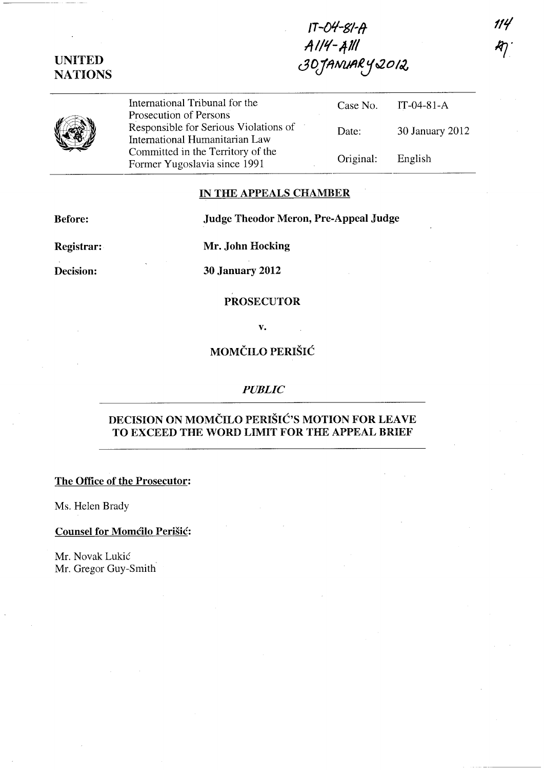IT-04-81-A
A114-A111
30 JANUARY 2012

114
AJ

UNITED NATIONS

| International Tribunal for the Prosecution of Persons Responsible for Serious Violations of International Humanitarian Law Committed in the Territory of the Former Yugoslavia since 1991 | Case No. | IT-04-81-A |
|---|---|---|
| | Date: | 30 January 2012 |
| | Original: | English |

## IN THE APPEALS CHAMBER

**Before:** **Judge Theodor Meron, Pre-Appeal Judge**

**Registrar:** **Mr. John Hocking**

**Decision:** **30 January 2012**

**PROSECUTOR**

**v.**

**MOMČILO PERIŠIĆ**

*PUBLIC*

## DECISION ON MOMČILO PERIŠIĆ'S MOTION FOR LEAVE TO EXCEED THE WORD LIMIT FOR THE APPEAL BRIEF

**The Office of the Prosecutor:**

Ms. Helen Brady

**Counsel for Momčilo Perišić:**

Mr. Novak Lukić
Mr. Gregor Guy-Smith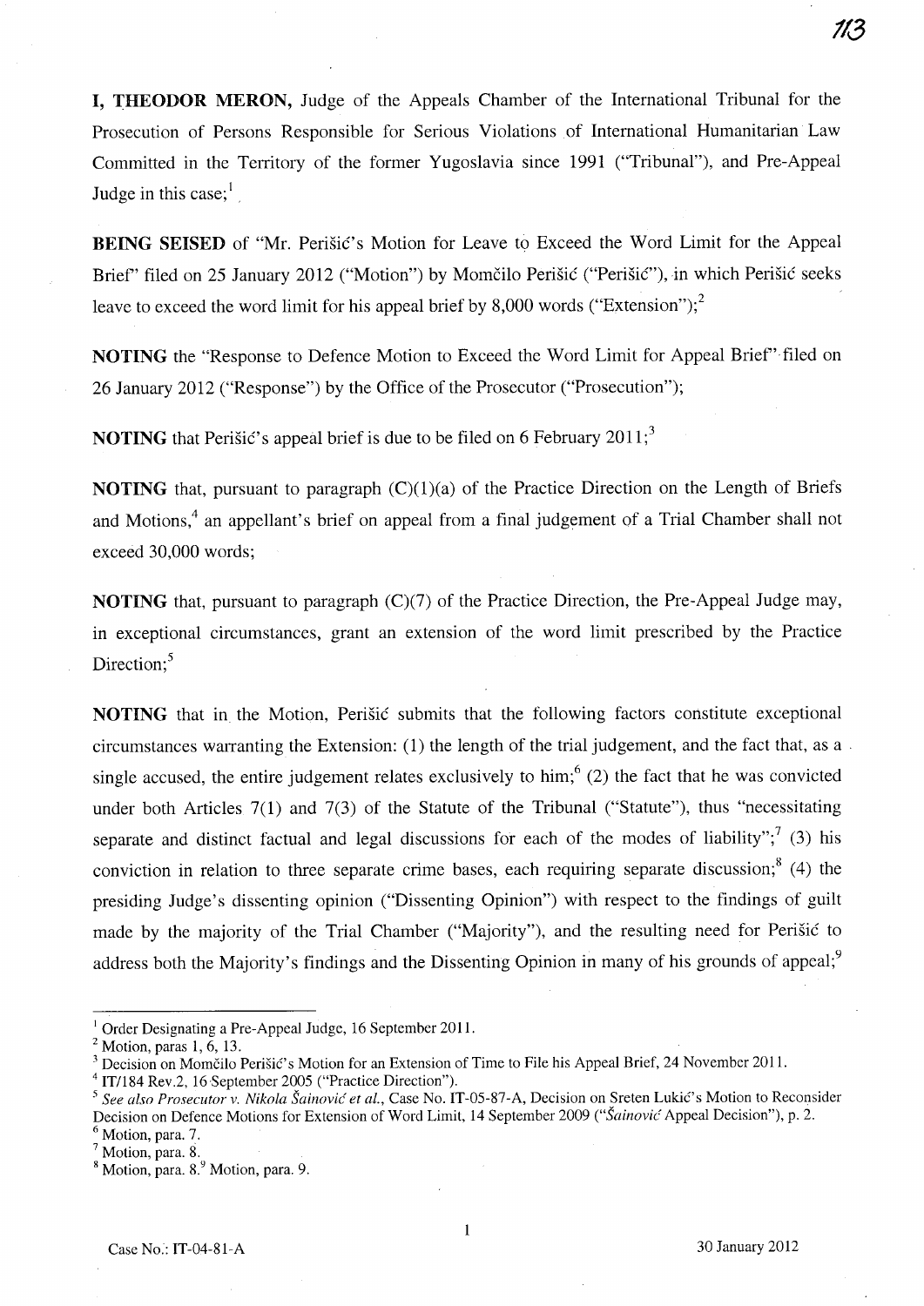**I, THEODOR MERON,** Judge of the Appeals Chamber of the International Tribunal for the Prosecution of Persons Responsible for Serious Violations of International Humanitarian Law Committed in the Territory of the former Yugoslavia since 1991 ("Tribunal"), and Pre-Appeal Judge in this case;[1]

**BEING SEISED** of "Mr. Perišić's Motion for Leave to Exceed the Word Limit for the Appeal Brief" filed on 25 January 2012 ("Motion") by Momčilo Perišić ("Perišić"), in which Perišić seeks leave to exceed the word limit for his appeal brief by 8,000 words ("Extension");[2]

**NOTING** the "Response to Defence Motion to Exceed the Word Limit for Appeal Brief" filed on 26 January 2012 ("Response") by the Office of the Prosecutor ("Prosecution");

**NOTING** that Perišić's appeal brief is due to be filed on 6 February 2011;[3]

**NOTING** that, pursuant to paragraph (C)(1)(a) of the Practice Direction on the Length of Briefs and Motions,[4] an appellant's brief on appeal from a final judgement of a Trial Chamber shall not exceed 30,000 words;

**NOTING** that, pursuant to paragraph (C)(7) of the Practice Direction, the Pre-Appeal Judge may, in exceptional circumstances, grant an extension of the word limit prescribed by the Practice Direction;[5]

**NOTING** that in the Motion, Perišić submits that the following factors constitute exceptional circumstances warranting the Extension: (1) the length of the trial judgement, and the fact that, as a single accused, the entire judgement relates exclusively to him;[6] (2) the fact that he was convicted under both Articles 7(1) and 7(3) of the Statute of the Tribunal ("Statute"), thus "necessitating separate and distinct factual and legal discussions for each of the modes of liability";[7] (3) his conviction in relation to three separate crime bases, each requiring separate discussion;[8] (4) the presiding Judge's dissenting opinion ("Dissenting Opinion") with respect to the findings of guilt made by the majority of the Trial Chamber ("Majority"), and the resulting need for Perišić to address both the Majority's findings and the Dissenting Opinion in many of his grounds of appeal;[9]

---

[1] Order Designating a Pre-Appeal Judge, 16 September 2011.

[2] Motion, paras 1, 6, 13.

[3] Decision on Momčilo Perišić's Motion for an Extension of Time to File his Appeal Brief, 24 November 2011.

[4] IT/184 Rev.2, 16 September 2005 ("Practice Direction").

[5] *See also Prosecutor v. Nikola Šainović et al.*, Case No. IT-05-87-A, Decision on Sreten Lukić's Motion to Reconsider Decision on Defence Motions for Extension of Word Limit, 14 September 2009 ("*Šainović* Appeal Decision"), p. 2.

[6] Motion, para. 7.

[7] Motion, para. 8.

[8] Motion, para. 8.

[9] Motion, para. 9.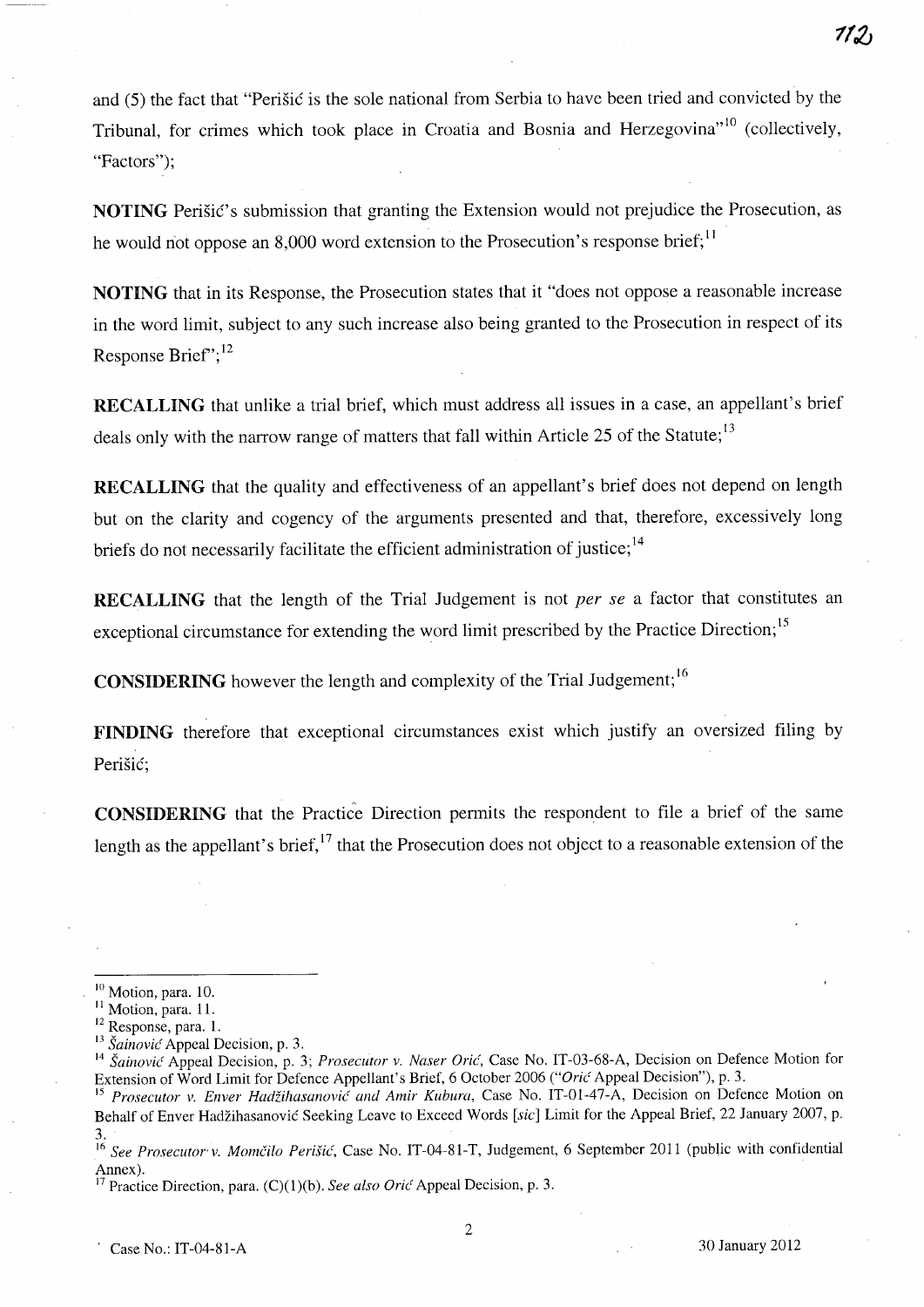and (5) the fact that "Perišić is the sole national from Serbia to have been tried and convicted by the Tribunal, for crimes which took place in Croatia and Bosnia and Herzegovina"[10] (collectively, "Factors");

**NOTING** Perišić's submission that granting the Extension would not prejudice the Prosecution, as he would not oppose an 8,000 word extension to the Prosecution's response brief;[11]

**NOTING** that in its Response, the Prosecution states that it "does not oppose a reasonable increase in the word limit, subject to any such increase also being granted to the Prosecution in respect of its Response Brief";[12]

**RECALLING** that unlike a trial brief, which must address all issues in a case, an appellant's brief deals only with the narrow range of matters that fall within Article 25 of the Statute;[13]

**RECALLING** that the quality and effectiveness of an appellant's brief does not depend on length but on the clarity and cogency of the arguments presented and that, therefore, excessively long briefs do not necessarily facilitate the efficient administration of justice;[14]

**RECALLING** that the length of the Trial Judgement is not *per se* a factor that constitutes an exceptional circumstance for extending the word limit prescribed by the Practice Direction;[15]

**CONSIDERING** however the length and complexity of the Trial Judgement;[16]

**FINDING** therefore that exceptional circumstances exist which justify an oversized filing by Perišić;

**CONSIDERING** that the Practice Direction permits the respondent to file a brief of the same length as the appellant's brief,[17] that the Prosecution does not object to a reasonable extension of the

---

[10] Motion, para. 10.

[11] Motion, para. 11.

[12] Response, para. 1.

[13] *Šainović* Appeal Decision, p. 3.

[14] *Šainović* Appeal Decision, p. 3; *Prosecutor v. Naser Orić*, Case No. IT-03-68-A, Decision on Defence Motion for Extension of Word Limit for Defence Appellant's Brief, 6 October 2006 ("*Orić* Appeal Decision"), p. 3.

[15] *Prosecutor v. Enver Hadžihasanović and Amir Kubura*, Case No. IT-01-47-A, Decision on Defence Motion on Behalf of Enver Hadžihasanović Seeking Leave to Exceed Words [*sic*] Limit for the Appeal Brief, 22 January 2007, p. 3.

[16] *See Prosecutor v. Momčilo Perišić*, Case No. IT-04-81-T, Judgement, 6 September 2011 (public with confidential Annex).

[17] Practice Direction, para. (C)(1)(b). *See also Orić* Appeal Decision, p. 3.

Case No.: IT-04-81-A 30 January 2012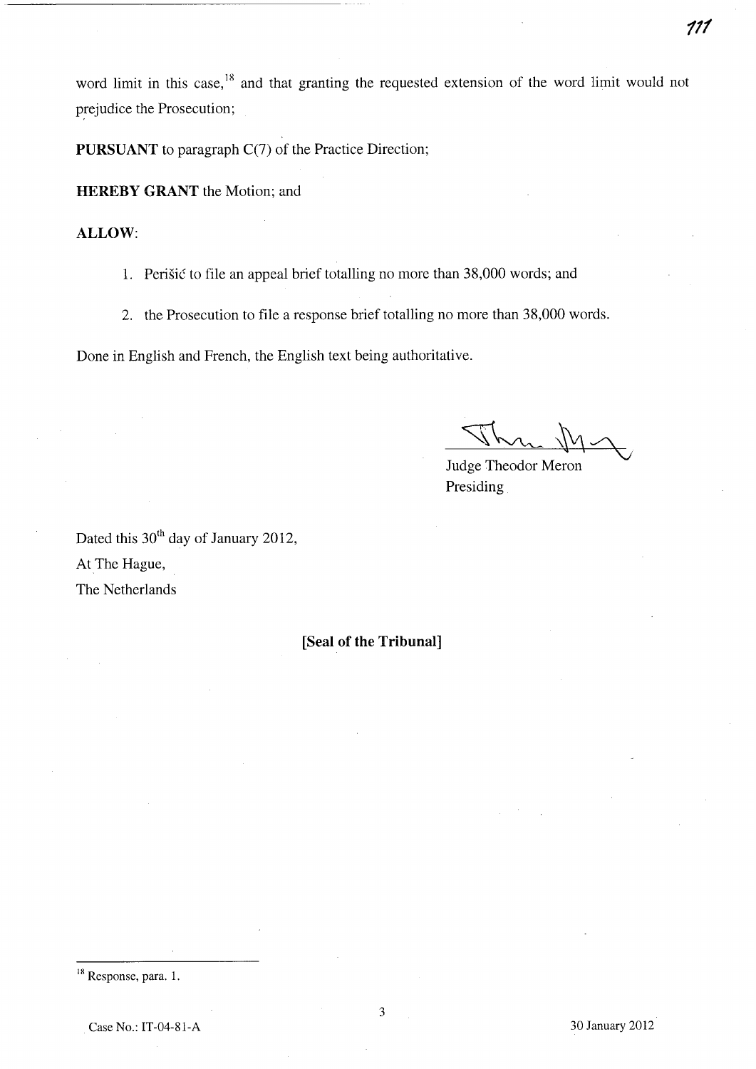word limit in this case,[18] and that granting the requested extension of the word limit would not prejudice the Prosecution;

**PURSUANT** to paragraph C(7) of the Practice Direction;

**HEREBY GRANT** the Motion; and

**ALLOW**:

1. Perišić to file an appeal brief totalling no more than 38,000 words; and
2. the Prosecution to file a response brief totalling no more than 38,000 words.

Done in English and French, the English text being authoritative.

Judge Theodor Meron
Presiding

Dated this 30th day of January 2012,
At The Hague,
The Netherlands

**[Seal of the Tribunal]**

---

[18] Response, para. 1.